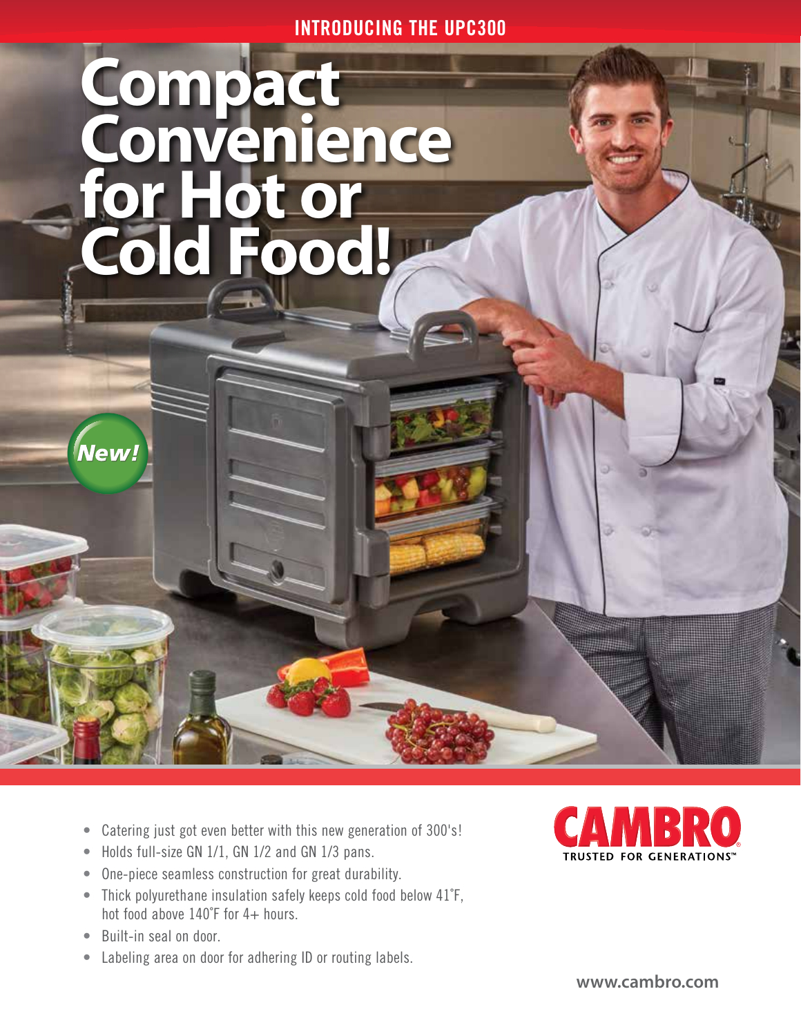INTRODUCING THE UPC300

# Compact Convenience for Hot or Cold Food!

*New!*

- Catering just got even better with this new generation of 300's!
- Holds full-size GN 1/1, GN 1/2 and GN 1/3 pans.
- One-piece seamless construction for great durability.
- Thick polyurethane insulation safely keeps cold food below 41˚F, hot food above 140˚F for 4+ hours.
- Built-in seal on door.
- Labeling area on door for adhering ID or routing labels.

CAMBRO®
TRUSTED FOR GENERATIONS™

www.cambro.com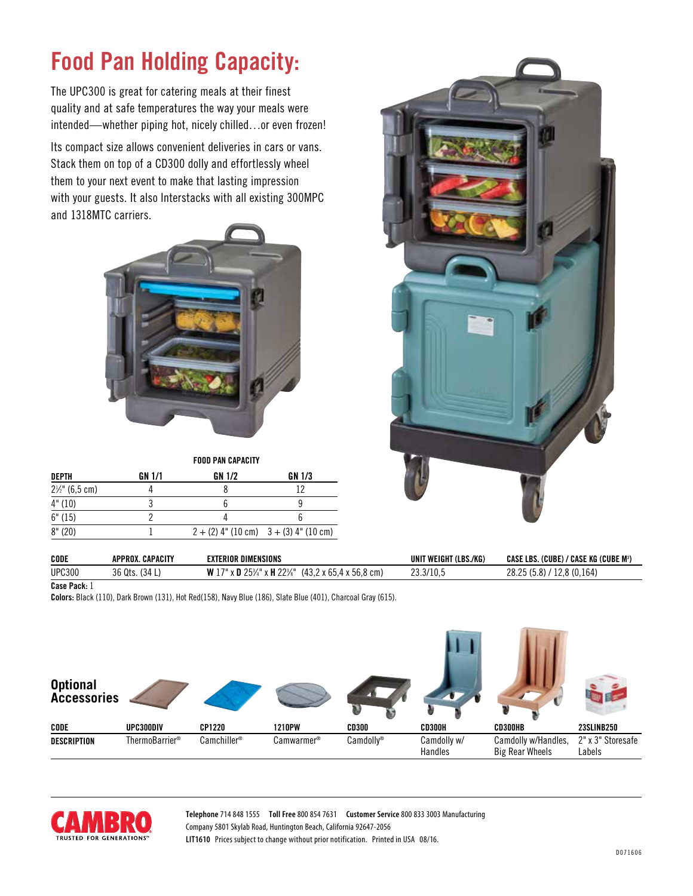# Food Pan Holding Capacity:

The UPC300 is great for catering meals at their finest quality and at safe temperatures the way your meals were intended—whether piping hot, nicely chilled…or even frozen!

Its compact size allows convenient deliveries in cars or vans. Stack them on top of a CD300 dolly and effortlessly wheel them to your next event to make that lasting impression with your guests. It also Interstacks with all existing 300MPC and 1318MTC carriers.

| | FOOD PAN CAPACITY | | |
|---|---|---|---|
| **DEPTH** | **GN 1/1** | **GN 1/2** | **GN 1/3** |
| 2½" (6,5 cm) | 4 | 8 | 12 |
| 4" (10) | 3 | 6 | 9 |
| 6" (15) | 2 | 4 | 6 |
| 8" (20) | 1 | 2 + (2) 4" (10 cm) | 3 + (3) 4" (10 cm) |

| CODE | APPROX. CAPACITY | EXTERIOR DIMENSIONS | UNIT WEIGHT (LBS./KG) | CASE LBS. (CUBE) / CASE KG (CUBE M³) |
|---|---|---|---|---|
| UPC300 | 36 Qts. (34 L) | **W** 17" x **D** 25¾" x **H** 22⅜" (43,2 x 65,4 x 56,8 cm) | 23.3/10,5 | 28.25 (5.8) / 12,8 (0,164) |

**Case Pack:** 1

**Colors:** Black (110), Dark Brown (131), Hot Red(158), Navy Blue (186), Slate Blue (401), Charcoal Gray (615).

## Optional Accessories

| CODE | UPC300DIV | CP1220 | 1210PW | CD300 | CD300H | CD300HB | 23SLINB250 |
|---|---|---|---|---|---|---|---|
| **DESCRIPTION** | ThermoBarrier® | Camchiller® | Camwarmer® | Camdolly® | Camdolly w/ Handles | Camdolly w/Handles, Big Rear Wheels | 2" x 3" Storesafe Labels |

CAMBRO TRUSTED FOR GENERATIONS™

**Telephone** 714 848 1555 **Toll Free** 800 854 7631 **Customer Service** 800 833 3003 Manufacturing Company 5801 Skylab Road, Huntington Beach, California 92647-2056

**LIT1610** Prices subject to change without prior notification. Printed in USA 08/16.

D071606